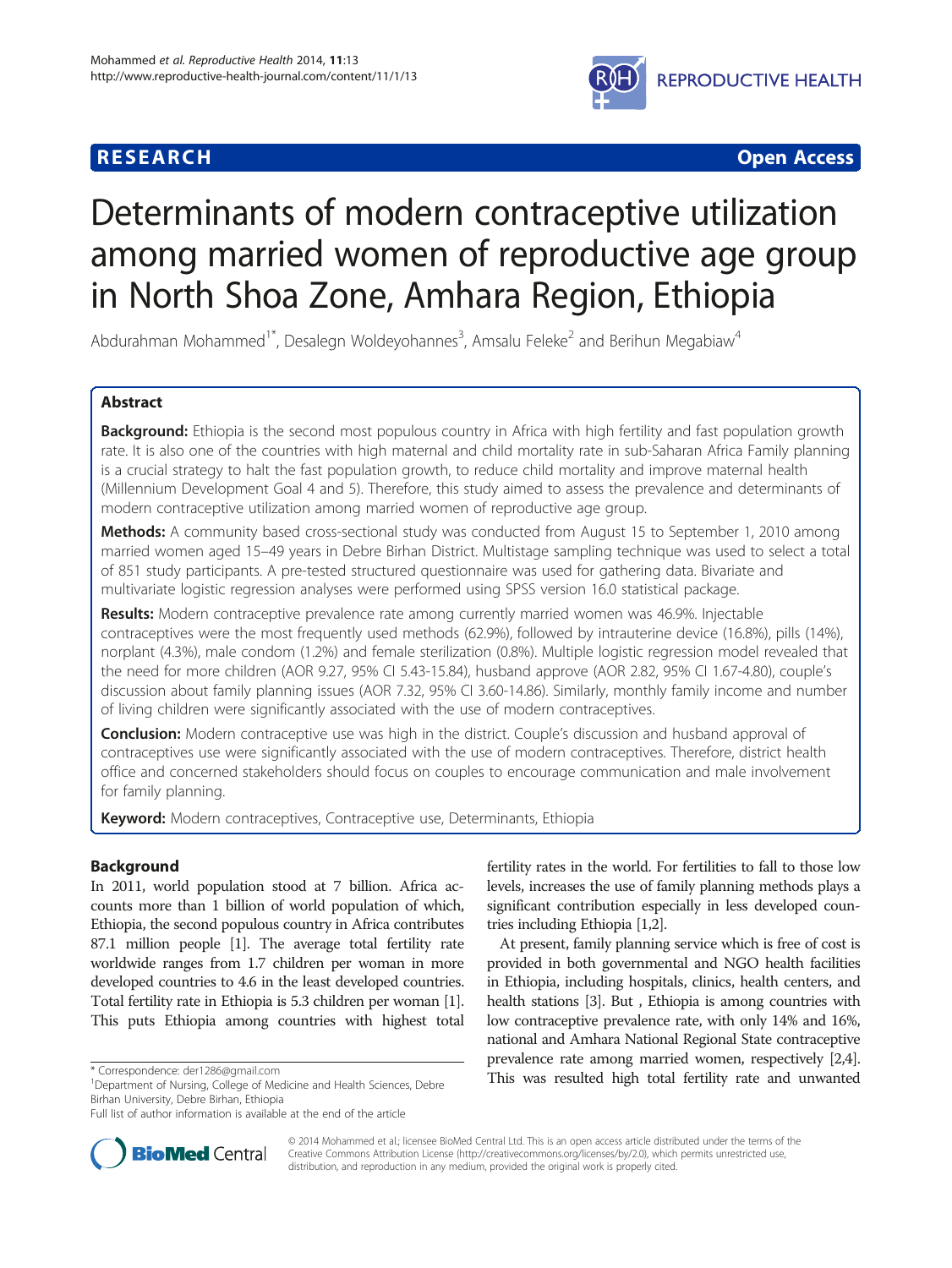**RESEARCH** **Open Access**

# Determinants of modern contraceptive utilization among married women of reproductive age group in North Shoa Zone, Amhara Region, Ethiopia

Abdurahman Mohammed[1*], Desalegn Woldeyohannes[3], Amsalu Feleke[2] and Berihun Megabiaw[4]

## Abstract

**Background:** Ethiopia is the second most populous country in Africa with high fertility and fast population growth rate. It is also one of the countries with high maternal and child mortality rate in sub-Saharan Africa Family planning is a crucial strategy to halt the fast population growth, to reduce child mortality and improve maternal health (Millennium Development Goal 4 and 5). Therefore, this study aimed to assess the prevalence and determinants of modern contraceptive utilization among married women of reproductive age group.

**Methods:** A community based cross-sectional study was conducted from August 15 to September 1, 2010 among married women aged 15–49 years in Debre Birhan District. Multistage sampling technique was used to select a total of 851 study participants. A pre-tested structured questionnaire was used for gathering data. Bivariate and multivariate logistic regression analyses were performed using SPSS version 16.0 statistical package.

**Results:** Modern contraceptive prevalence rate among currently married women was 46.9%. Injectable contraceptives were the most frequently used methods (62.9%), followed by intrauterine device (16.8%), pills (14%), norplant (4.3%), male condom (1.2%) and female sterilization (0.8%). Multiple logistic regression model revealed that the need for more children (AOR 9.27, 95% CI 5.43-15.84), husband approve (AOR 2.82, 95% CI 1.67-4.80), couple's discussion about family planning issues (AOR 7.32, 95% CI 3.60-14.86). Similarly, monthly family income and number of living children were significantly associated with the use of modern contraceptives.

**Conclusion:** Modern contraceptive use was high in the district. Couple's discussion and husband approval of contraceptives use were significantly associated with the use of modern contraceptives. Therefore, district health office and concerned stakeholders should focus on couples to encourage communication and male involvement for family planning.

**Keyword:** Modern contraceptives, Contraceptive use, Determinants, Ethiopia

## Background

In 2011, world population stood at 7 billion. Africa accounts more than 1 billion of world population of which, Ethiopia, the second populous country in Africa contributes 87.1 million people [1]. The average total fertility rate worldwide ranges from 1.7 children per woman in more developed countries to 4.6 in the least developed countries. Total fertility rate in Ethiopia is 5.3 children per woman [1]. This puts Ethiopia among countries with highest total fertility rates in the world. For fertilities to fall to those low levels, increases the use of family planning methods plays a significant contribution especially in less developed countries including Ethiopia [1,2].

At present, family planning service which is free of cost is provided in both governmental and NGO health facilities in Ethiopia, including hospitals, clinics, health centers, and health stations [3]. But , Ethiopia is among countries with low contraceptive prevalence rate, with only 14% and 16%, national and Amhara National Regional State contraceptive prevalence rate among married women, respectively [2,4]. This was resulted high total fertility rate and unwanted

\* Correspondence: der1286@gmail.com
[1]Department of Nursing, College of Medicine and Health Sciences, Debre Birhan University, Debre Birhan, Ethiopia
Full list of author information is available at the end of the article

© 2014 Mohammed et al.; licensee BioMed Central Ltd. This is an open access article distributed under the terms of the Creative Commons Attribution License (http://creativecommons.org/licenses/by/2.0), which permits unrestricted use, distribution, and reproduction in any medium, provided the original work is properly cited.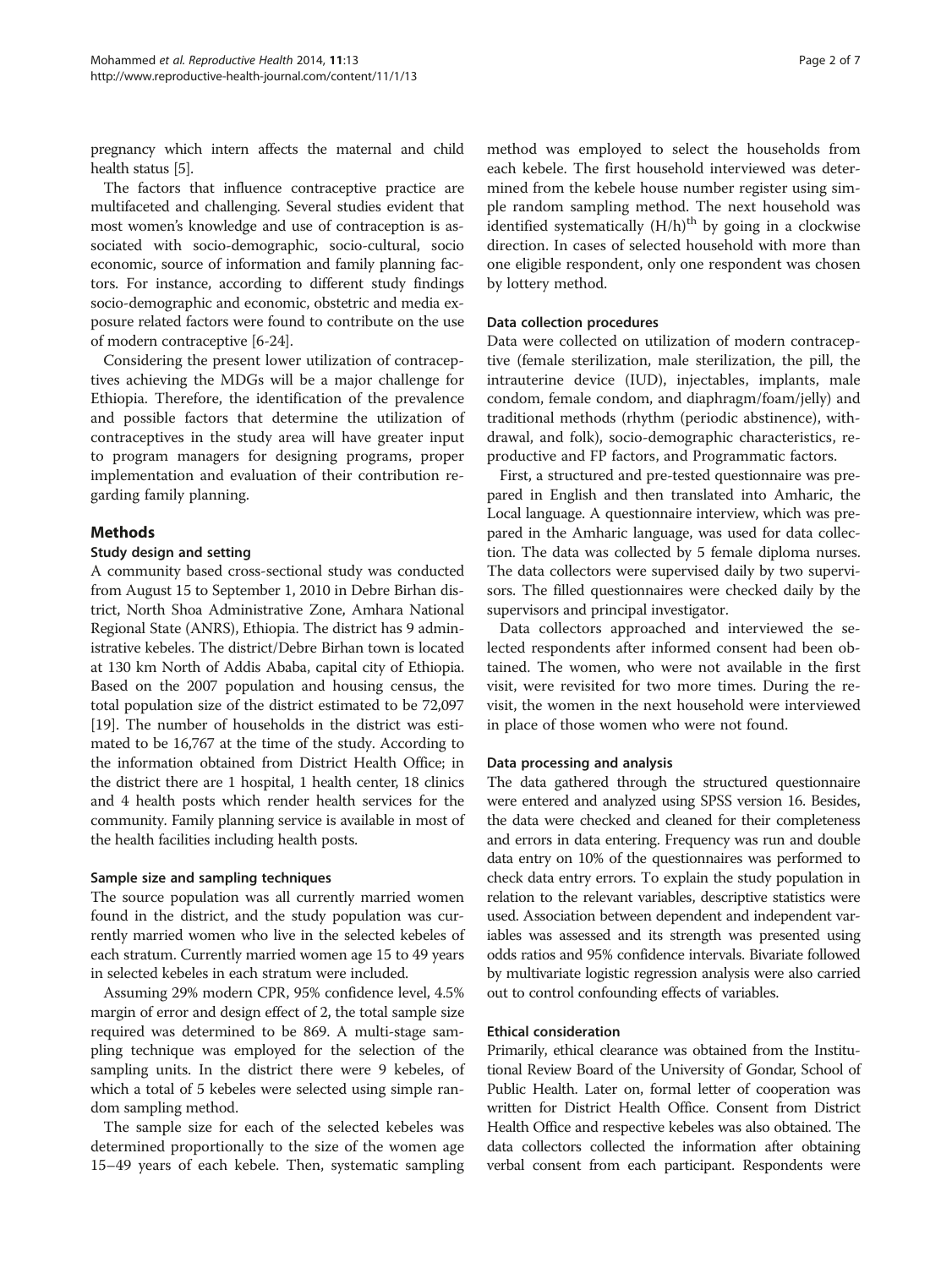pregnancy which intern affects the maternal and child health status [5].

The factors that influence contraceptive practice are multifaceted and challenging. Several studies evident that most women's knowledge and use of contraception is associated with socio-demographic, socio-cultural, socio economic, source of information and family planning factors. For instance, according to different study findings socio-demographic and economic, obstetric and media exposure related factors were found to contribute on the use of modern contraceptive [6-24].

Considering the present lower utilization of contraceptives achieving the MDGs will be a major challenge for Ethiopia. Therefore, the identification of the prevalence and possible factors that determine the utilization of contraceptives in the study area will have greater input to program managers for designing programs, proper implementation and evaluation of their contribution regarding family planning.

## Methods

### Study design and setting

A community based cross-sectional study was conducted from August 15 to September 1, 2010 in Debre Birhan district, North Shoa Administrative Zone, Amhara National Regional State (ANRS), Ethiopia. The district has 9 administrative kebeles. The district/Debre Birhan town is located at 130 km North of Addis Ababa, capital city of Ethiopia. Based on the 2007 population and housing census, the total population size of the district estimated to be 72,097 [19]. The number of households in the district was estimated to be 16,767 at the time of the study. According to the information obtained from District Health Office; in the district there are 1 hospital, 1 health center, 18 clinics and 4 health posts which render health services for the community. Family planning service is available in most of the health facilities including health posts.

### Sample size and sampling techniques

The source population was all currently married women found in the district, and the study population was currently married women who live in the selected kebeles of each stratum. Currently married women age 15 to 49 years in selected kebeles in each stratum were included.

Assuming 29% modern CPR, 95% confidence level, 4.5% margin of error and design effect of 2, the total sample size required was determined to be 869. A multi-stage sampling technique was employed for the selection of the sampling units. In the district there were 9 kebeles, of which a total of 5 kebeles were selected using simple random sampling method.

The sample size for each of the selected kebeles was determined proportionally to the size of the women age 15–49 years of each kebele. Then, systematic sampling method was employed to select the households from each kebele. The first household interviewed was determined from the kebele house number register using simple random sampling method. The next household was identified systematically $(H/h)^{th}$ by going in a clockwise direction. In cases of selected household with more than one eligible respondent, only one respondent was chosen by lottery method.

### Data collection procedures

Data were collected on utilization of modern contraceptive (female sterilization, male sterilization, the pill, the intrauterine device (IUD), injectables, implants, male condom, female condom, and diaphragm/foam/jelly) and traditional methods (rhythm (periodic abstinence), withdrawal, and folk), socio-demographic characteristics, reproductive and FP factors, and Programmatic factors.

First, a structured and pre-tested questionnaire was prepared in English and then translated into Amharic, the Local language. A questionnaire interview, which was prepared in the Amharic language, was used for data collection. The data was collected by 5 female diploma nurses. The data collectors were supervised daily by two supervisors. The filled questionnaires were checked daily by the supervisors and principal investigator.

Data collectors approached and interviewed the selected respondents after informed consent had been obtained. The women, who were not available in the first visit, were revisited for two more times. During the revisit, the women in the next household were interviewed in place of those women who were not found.

### Data processing and analysis

The data gathered through the structured questionnaire were entered and analyzed using SPSS version 16. Besides, the data were checked and cleaned for their completeness and errors in data entering. Frequency was run and double data entry on 10% of the questionnaires was performed to check data entry errors. To explain the study population in relation to the relevant variables, descriptive statistics were used. Association between dependent and independent variables was assessed and its strength was presented using odds ratios and 95% confidence intervals. Bivariate followed by multivariate logistic regression analysis were also carried out to control confounding effects of variables.

### Ethical consideration

Primarily, ethical clearance was obtained from the Institutional Review Board of the University of Gondar, School of Public Health. Later on, formal letter of cooperation was written for District Health Office. Consent from District Health Office and respective kebeles was also obtained. The data collectors collected the information after obtaining verbal consent from each participant. Respondents were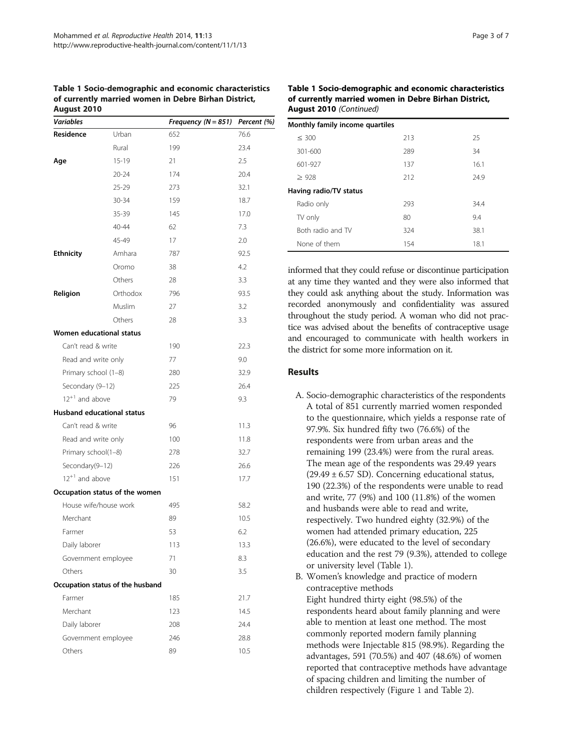**Table 1 Socio-demographic and economic characteristics of currently married women in Debre Birhan District, August 2010**

| *Variables* | | *Frequency (N = 851)* | *Percent (%)* |
|---|---|---|---|
| **Residence** | Urban | 652 | 76.6 |
| | Rural | 199 | 23.4 |
| **Age** | 15-19 | 21 | 2.5 |
| | 20-24 | 174 | 20.4 |
| | 25-29 | 273 | 32.1 |
| | 30-34 | 159 | 18.7 |
| | 35-39 | 145 | 17.0 |
| | 40-44 | 62 | 7.3 |
| | 45-49 | 17 | 2.0 |
| **Ethnicity** | Amhara | 787 | 92.5 |
| | Oromo | 38 | 4.2 |
| | Others | 28 | 3.3 |
| **Religion** | Orthodox | 796 | 93.5 |
| | Muslim | 27 | 3.2 |
| | Others | 28 | 3.3 |
| **Women educational status** | | | |
| Can't read & write | | 190 | 22.3 |
| Read and write only | | 77 | 9.0 |
| Primary school (1–8) | | 280 | 32.9 |
| Secondary (9–12) | | 225 | 26.4 |
| $12^{+1}$ and above | | 79 | 9.3 |
| **Husband educational status** | | | |
| Can't read & write | | 96 | 11.3 |
| Read and write only | | 100 | 11.8 |
| Primary school(1–8) | | 278 | 32.7 |
| Secondary(9–12) | | 226 | 26.6 |
| $12^{+1}$ and above | | 151 | 17.7 |
| **Occupation status of the women** | | | |
| House wife/house work | | 495 | 58.2 |
| Merchant | | 89 | 10.5 |
| Farmer | | 53 | 6.2 |
| Daily laborer | | 113 | 13.3 |
| Government employee | | 71 | 8.3 |
| Others | | 30 | 3.5 |
| **Occupation status of the husband** | | | |
| Farmer | | 185 | 21.7 |
| Merchant | | 123 | 14.5 |
| Daily laborer | | 208 | 24.4 |
| Government employee | | 246 | 28.8 |
| Others | | 89 | 10.5 |
| **Monthly family income quartiles** | | | |
| ≤ 300 | | 213 | 25 |
| 301-600 | | 289 | 34 |
| 601-927 | | 137 | 16.1 |
| ≥ 928 | | 212 | 24.9 |
| **Having radio/TV status** | | | |
| Radio only | | 293 | 34.4 |
| TV only | | 80 | 9.4 |
| Both radio and TV | | 324 | 38.1 |
| None of them | | 154 | 18.1 |

informed that they could refuse or discontinue participation at any time they wanted and they were also informed that they could ask anything about the study. Information was recorded anonymously and confidentiality was assured throughout the study period. A woman who did not practice was advised about the benefits of contraceptive usage and encouraged to communicate with health workers in the district for some more information on it.

## Results

A. Socio-demographic characteristics of the respondents
A total of 851 currently married women responded to the questionnaire, which yields a response rate of 97.9%. Six hundred fifty two (76.6%) of the respondents were from urban areas and the remaining 199 (23.4%) were from the rural areas. The mean age of the respondents was 29.49 years (29.49 ± 6.57 SD). Concerning educational status, 190 (22.3%) of the respondents were unable to read and write, 77 (9%) and 100 (11.8%) of the women and husbands were able to read and write, respectively. Two hundred eighty (32.9%) of the women had attended primary education, 225 (26.6%), were educated to the level of secondary education and the rest 79 (9.3%), attended to college or university level (Table 1).

B. Women's knowledge and practice of modern contraceptive methods
Eight hundred thirty eight (98.5%) of the respondents heard about family planning and were able to mention at least one method. The most commonly reported modern family planning methods were Injectable 815 (98.9%). Regarding the advantages, 591 (70.5%) and 407 (48.6%) of women reported that contraceptive methods have advantage of spacing children and limiting the number of children respectively (Figure 1 and Table 2).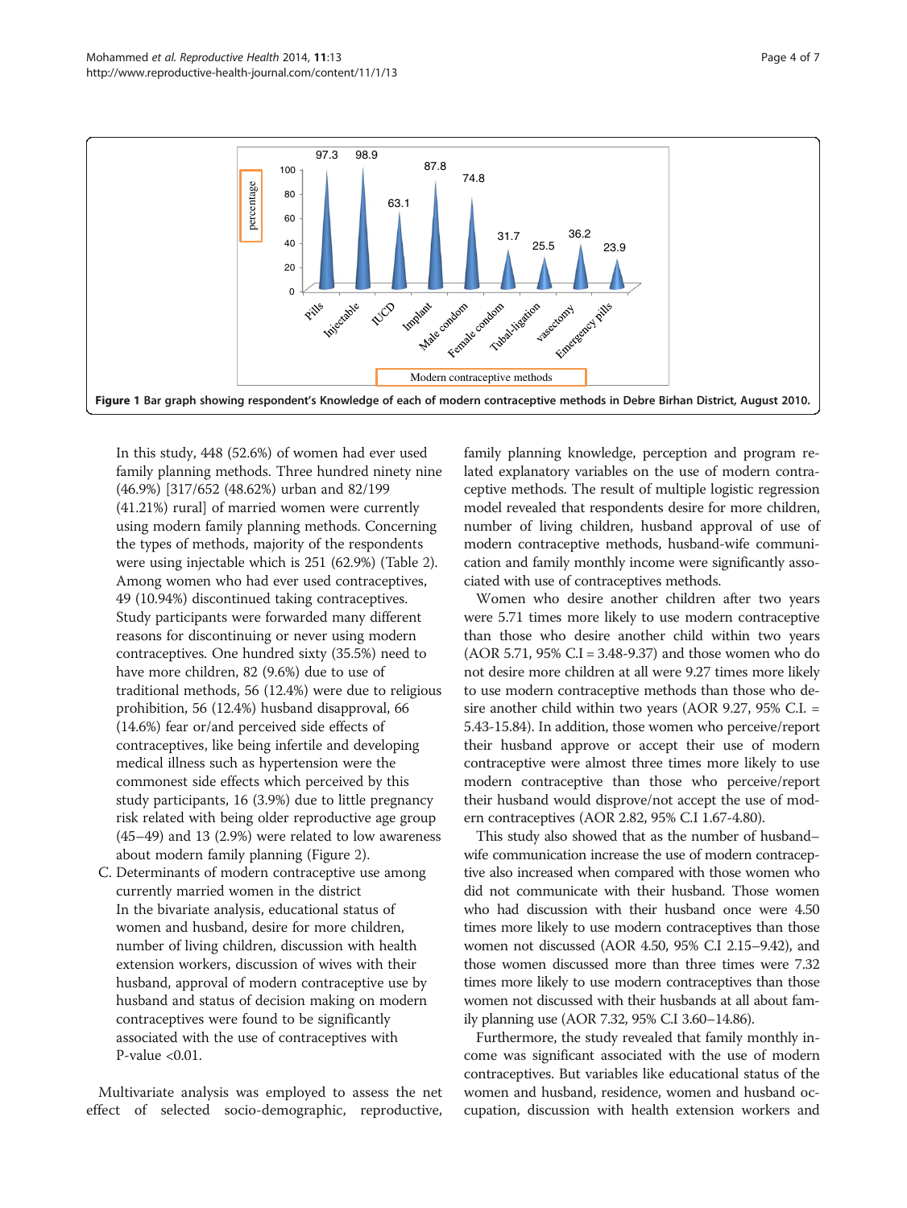Figure 1 Bar graph showing respondent's Knowledge of each of modern contraceptive methods in Debre Birhan District, August 2010.

In this study, 448 (52.6%) of women had ever used family planning methods. Three hundred ninety nine (46.9%) [317/652 (48.62%) urban and 82/199 (41.21%) rural] of married women were currently using modern family planning methods. Concerning the types of methods, majority of the respondents were using injectable which is 251 (62.9%) (Table 2). Among women who had ever used contraceptives, 49 (10.94%) discontinued taking contraceptives. Study participants were forwarded many different reasons for discontinuing or never using modern contraceptives. One hundred sixty (35.5%) need to have more children, 82 (9.6%) due to use of traditional methods, 56 (12.4%) were due to religious prohibition, 56 (12.4%) husband disapproval, 66 (14.6%) fear or/and perceived side effects of contraceptives, like being infertile and developing medical illness such as hypertension were the commonest side effects which perceived by this study participants, 16 (3.9%) due to little pregnancy risk related with being older reproductive age group (45–49) and 13 (2.9%) were related to low awareness about modern family planning (Figure 2).

C. Determinants of modern contraceptive use among currently married women in the district

In the bivariate analysis, educational status of women and husband, desire for more children, number of living children, discussion with health extension workers, discussion of wives with their husband, approval of modern contraceptive use by husband and status of decision making on modern contraceptives were found to be significantly associated with the use of contraceptives with P-value <0.01.

Multivariate analysis was employed to assess the net effect of selected socio-demographic, reproductive, family planning knowledge, perception and program related explanatory variables on the use of modern contraceptive methods. The result of multiple logistic regression model revealed that respondents desire for more children, number of living children, husband approval of use of modern contraceptive methods, husband-wife communication and family monthly income were significantly associated with use of contraceptives methods.

Women who desire another children after two years were 5.71 times more likely to use modern contraceptive than those who desire another child within two years (AOR 5.71, 95% C.I = 3.48-9.37) and those women who do not desire more children at all were 9.27 times more likely to use modern contraceptive methods than those who desire another child within two years (AOR 9.27, 95% C.I. = 5.43-15.84). In addition, those women who perceive/report their husband approve or accept their use of modern contraceptive were almost three times more likely to use modern contraceptive than those who perceive/report their husband would disprove/not accept the use of modern contraceptives (AOR 2.82, 95% C.I 1.67-4.80).

This study also showed that as the number of husband–wife communication increase the use of modern contraceptive also increased when compared with those women who did not communicate with their husband. Those women who had discussion with their husband once were 4.50 times more likely to use modern contraceptives than those women not discussed (AOR 4.50, 95% C.I 2.15–9.42), and those women discussed more than three times were 7.32 times more likely to use modern contraceptives than those women not discussed with their husbands at all about family planning use (AOR 7.32, 95% C.I 3.60–14.86).

Furthermore, the study revealed that family monthly income was significant associated with the use of modern contraceptives. But variables like educational status of the women and husband, residence, women and husband occupation, discussion with health extension workers and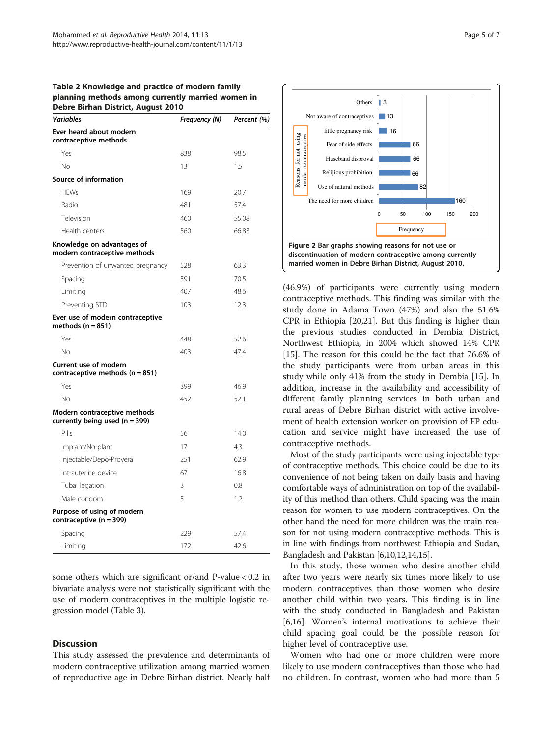**Table 2 Knowledge and practice of modern family planning methods among currently married women in Debre Birhan District, August 2010**

| *Variables* | *Frequency (N)* | *Percent (%)* |
|---|---|---|
| **Ever heard about modern contraceptive methods** | | |
| Yes | 838 | 98.5 |
| No | 13 | 1.5 |
| **Source of information** | | |
| HEWs | 169 | 20.7 |
| Radio | 481 | 57.4 |
| Television | 460 | 55.08 |
| Health centers | 560 | 66.83 |
| **Knowledge on advantages of modern contraceptive methods** | | |
| Prevention of unwanted pregnancy | 528 | 63.3 |
| Spacing | 591 | 70.5 |
| Limiting | 407 | 48.6 |
| Preventing STD | 103 | 12.3 |
| **Ever use of modern contraceptive methods (n = 851)** | | |
| Yes | 448 | 52.6 |
| No | 403 | 47.4 |
| **Current use of modern contraceptive methods (n = 851)** | | |
| Yes | 399 | 46.9 |
| No | 452 | 52.1 |
| **Modern contraceptive methods currently being used (n = 399)** | | |
| Pills | 56 | 14.0 |
| Implant/Norplant | 17 | 4.3 |
| Injectable/Depo-Provera | 251 | 62.9 |
| Intrauterine device | 67 | 16.8 |
| Tubal legation | 3 | 0.8 |
| Male condom | 5 | 1.2 |
| **Purpose of using of modern contraceptive (n = 399)** | | |
| Spacing | 229 | 57.4 |
| Limiting | 172 | 42.6 |

some others which are significant or/and P-value < 0.2 in bivariate analysis were not statistically significant with the use of modern contraceptives in the multiple logistic regression model (Table 3).

## Discussion

This study assessed the prevalence and determinants of modern contraceptive utilization among married women of reproductive age in Debre Birhan district. Nearly half (46.9%) of participants were currently using modern contraceptive methods. This finding was similar with the study done in Adama Town (47%) and also the 51.6% CPR in Ethiopia [20,21]. But this finding is higher than the previous studies conducted in Dembia District, Northwest Ethiopia, in 2004 which showed 14% CPR [15]. The reason for this could be the fact that 76.6% of the study participants were from urban areas in this study while only 41% from the study in Dembia [15]. In addition, increase in the availability and accessibility of different family planning services in both urban and rural areas of Debre Birhan district with active involvement of health extension worker on provision of FP education and service might have increased the use of contraceptive methods.

| Reasons for not using modern contraceptive | Frequency |
|---|---|
| Others | 3 |
| Not aware of contraceptives | 13 |
| little pregnancy risk | 16 |
| Fear of side effects | 66 |
| Huseband disproval | 66 |
| Relijious prohibition | 66 |
| Use of natural methods | 82 |
| The need for more children | 160 |

**Figure 2** Bar graphs showing reasons for not use or discontinuation of modern contraceptive among currently married women in Debre Birhan District, August 2010.

Most of the study participants were using injectable type of contraceptive methods. This choice could be due to its convenience of not being taken on daily basis and having comfortable ways of administration on top of the availability of this method than others. Child spacing was the main reason for women to use modern contraceptives. On the other hand the need for more children was the main reason for not using modern contraceptive methods. This is in line with findings from northwest Ethiopia and Sudan, Bangladesh and Pakistan [6,10,12,14,15].

In this study, those women who desire another child after two years were nearly six times more likely to use modern contraceptives than those women who desire another child within two years. This finding is in line with the study conducted in Bangladesh and Pakistan [6,16]. Women's internal motivations to achieve their child spacing goal could be the possible reason for higher level of contraceptive use.

Women who had one or more children were more likely to use modern contraceptives than those who had no children. In contrast, women who had more than 5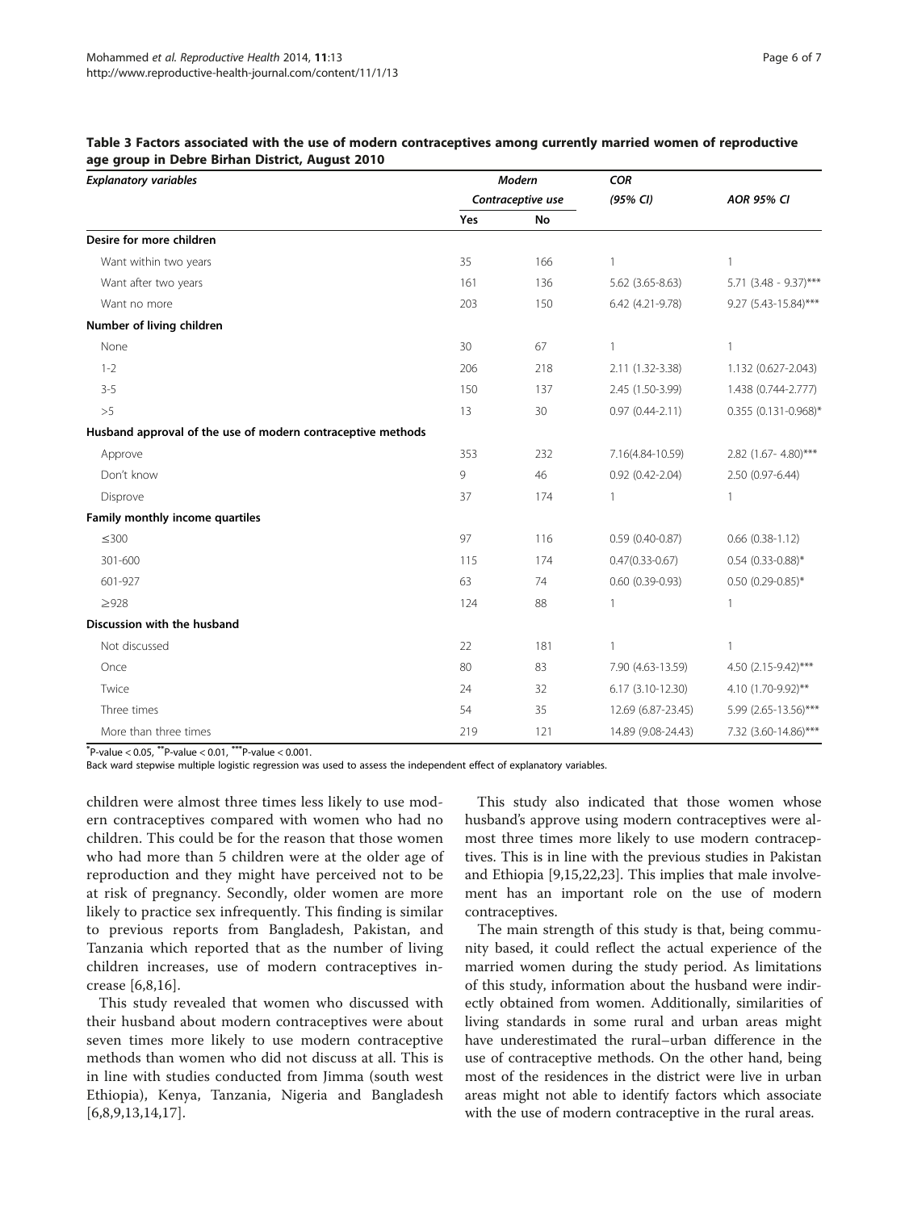**Table 3 Factors associated with the use of modern contraceptives among currently married women of reproductive age group in Debre Birhan District, August 2010**

| *Explanatory variables* | *Modern Contraceptive use* | | *COR (95% CI)* | *AOR 95% CI* |
|---|---|---|---|---|
| | **Yes** | **No** | | |
| **Desire for more children** | | | | |
| Want within two years | 35 | 166 | 1 | 1 |
| Want after two years | 161 | 136 | 5.62 (3.65-8.63) | 5.71 (3.48 - 9.37)*** |
| Want no more | 203 | 150 | 6.42 (4.21-9.78) | 9.27 (5.43-15.84)*** |
| **Number of living children** | | | | |
| None | 30 | 67 | 1 | 1 |
| 1-2 | 206 | 218 | 2.11 (1.32-3.38) | 1.132 (0.627-2.043) |
| 3-5 | 150 | 137 | 2.45 (1.50-3.99) | 1.438 (0.744-2.777) |
| >5 | 13 | 30 | 0.97 (0.44-2.11) | 0.355 (0.131-0.968)* |
| **Husband approval of the use of modern contraceptive methods** | | | | |
| Approve | 353 | 232 | 7.16(4.84-10.59) | 2.82 (1.67- 4.80)*** |
| Don't know | 9 | 46 | 0.92 (0.42-2.04) | 2.50 (0.97-6.44) |
| Disprove | 37 | 174 | 1 | 1 |
| **Family monthly income quartiles** | | | | |
| ≤300 | 97 | 116 | 0.59 (0.40-0.87) | 0.66 (0.38-1.12) |
| 301-600 | 115 | 174 | 0.47(0.33-0.67) | 0.54 (0.33-0.88)* |
| 601-927 | 63 | 74 | 0.60 (0.39-0.93) | 0.50 (0.29-0.85)* |
| ≥928 | 124 | 88 | 1 | 1 |
| **Discussion with the husband** | | | | |
| Not discussed | 22 | 181 | 1 | 1 |
| Once | 80 | 83 | 7.90 (4.63-13.59) | 4.50 (2.15-9.42)*** |
| Twice | 24 | 32 | 6.17 (3.10-12.30) | 4.10 (1.70-9.92)** |
| Three times | 54 | 35 | 12.69 (6.87-23.45) | 5.99 (2.65-13.56)*** |
| More than three times | 219 | 121 | 14.89 (9.08-24.43) | 7.32 (3.60-14.86)*** |

*P-value < 0.05, **P-value < 0.01, ***P-value < 0.001.

Back ward stepwise multiple logistic regression was used to assess the independent effect of explanatory variables.

children were almost three times less likely to use modern contraceptives compared with women who had no children. This could be for the reason that those women who had more than 5 children were at the older age of reproduction and they might have perceived not to be at risk of pregnancy. Secondly, older women are more likely to practice sex infrequently. This finding is similar to previous reports from Bangladesh, Pakistan, and Tanzania which reported that as the number of living children increases, use of modern contraceptives increase [6,8,16].

This study revealed that women who discussed with their husband about modern contraceptives were about seven times more likely to use modern contraceptive methods than women who did not discuss at all. This is in line with studies conducted from Jimma (south west Ethiopia), Kenya, Tanzania, Nigeria and Bangladesh [6,8,9,13,14,17].

This study also indicated that those women whose husband's approve using modern contraceptives were almost three times more likely to use modern contraceptives. This is in line with the previous studies in Pakistan and Ethiopia [9,15,22,23]. This implies that male involvement has an important role on the use of modern contraceptives.

The main strength of this study is that, being community based, it could reflect the actual experience of the married women during the study period. As limitations of this study, information about the husband were indirectly obtained from women. Additionally, similarities of living standards in some rural and urban areas might have underestimated the rural–urban difference in the use of contraceptive methods. On the other hand, being most of the residences in the district were live in urban areas might not able to identify factors which associate with the use of modern contraceptive in the rural areas.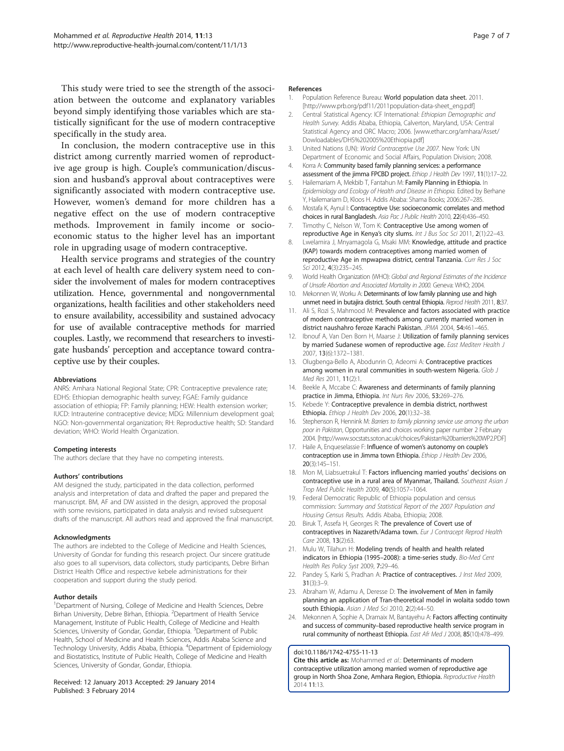This study were tried to see the strength of the association between the outcome and explanatory variables beyond simply identifying those variables which are statistically significant for the use of modern contraceptive specifically in the study area.

In conclusion, the modern contraceptive use in this district among currently married women of reproductive age group is high. Couple's communication/discussion and husband's approval about contraceptives were significantly associated with modern contraceptive use. However, women's demand for more children has a negative effect on the use of modern contraceptive methods. Improvement in family income or socioeconomic status to the higher level has an important role in upgrading usage of modern contraceptive.

Health service programs and strategies of the country at each level of health care delivery system need to consider the involvement of males for modern contraceptives utilization. Hence, governmental and nongovernmental organizations, health facilities and other stakeholders need to ensure availability, accessibility and sustained advocacy for use of available contraceptive methods for married couples. Lastly, we recommend that researchers to investigate husbands' perception and acceptance toward contraceptive use by their couples.

#### Abbreviations

ANRS: Amhara National Regional State; CPR: Contraceptive prevalence rate; EDHS: Ethiopian demographic health survey; FGAE: Family guidance association of ethiopia; FP: Family planning; HEW: Health extension worker; IUCD: Intrauterine contraceptive device; MDG: Millennium development goal; NGO: Non-governmental organization; RH: Reproductive health; SD: Standard deviation; WHO: World Health Organization.

#### Competing interests

The authors declare that they have no competing interests.

#### Authors' contributions

AM designed the study, participated in the data collection, performed analysis and interpretation of data and drafted the paper and prepared the manuscript. BM, AF and DW assisted in the design, approved the proposal with some revisions, participated in data analysis and revised subsequent drafts of the manuscript. All authors read and approved the final manuscript.

#### Acknowledgments

The authors are indebted to the College of Medicine and Health Sciences, University of Gondar for funding this research project. Our sincere gratitude also goes to all supervisors, data collectors, study participants, Debre Birhan District Health Office and respective kebele administrations for their cooperation and support during the study period.

#### Author details

[1]Department of Nursing, College of Medicine and Health Sciences, Debre Birhan University, Debre Birhan, Ethiopia. [2]Department of Health Service Management, Institute of Public Health, College of Medicine and Health Sciences, University of Gondar, Gondar, Ethiopia. [3]Department of Public Health, School of Medicine and Health Sciences, Addis Ababa Science and Technology University, Addis Ababa, Ethiopia. [4]Department of Epidemiology and Biostatistics, Institute of Public Health, College of Medicine and Health Sciences, University of Gondar, Gondar, Ethiopia.

Received: 12 January 2013 Accepted: 29 January 2014
Published: 3 February 2014

#### References

1. Population Reference Bureau: **World population data sheet.** 2011. [http://www.prb.org/pdf11/2011population-data-sheet_eng.pdf]
2. Central Statistical Agency: ICF International: *Ethiopian Demographic and Health Survey.* Addis Ababa, Ethiopia, Calverton, Maryland, USA: Central Statistical Agency and ORC Macro; 2006. [www.etharc.org/amhara/Asset/Dowloadables/DHS%202005%20Ethiopia.pdf]
3. United Nations (UN): *World Contraceptive Use 2007.* New York: UN Department of Economic and Social Affairs, Population Division; 2008.
4. Korra A: **Community based family planning services: a performance assessment of the jimma FPCBD project.** *Ethiop J Health Dev* 1997, **11**(1):17–22.
5. Hailemariam A, Mekbib T, Fantahun M: **Family Planning in Ethiopia.** In *Epidemiology and Ecology of Health and Disease in Ethiopia.* Edited by Berhane Y, Hailemariam D, Kloos H. Addis Ababa: Shama Books; 2006:267–285.
6. Mostafa K, Aynul I: **Contraceptive Use: socioeconomic correlates and method choices in rural Bangladesh.** *Asia Pac J Public Health* 2010, **22**(4):436–450.
7. Timothy C, Nelson W, Tom K: **Contraceptive Use among women of reproductive Age in Kenya's city slums.** *Int J Bus Soc Sci* 2011, **2**(1):22–43.
8. Lwelamira J, Mnyamagola G, Msaki MM: **Knowledge, attitude and practice (KAP) towards modern contraceptives among married women of reproductive Age in mpwapwa district, central Tanzania.** *Curr Res J Soc Sci* 2012, **4**(3):235–245.
9. World Health Organization (WHO): *Global and Regional Estimates of the Incidence of Unsafe Abortion and Associated Mortality in 2000.* Geneva: WHO; 2004.
10. Mekonnen W, Worku A: **Determinants of low family planning use and high unmet need in butajira district. South central Ethiopia.** *Reprod Health* 2011, **8**:37.
11. Ali S, Rozi S, Mahmood M: **Prevalence and factors associated with practice of modern contraceptive methods among currently married women in district naushahro feroze Karachi Pakistan.** *JPMA* 2004, **54**:461–465.
12. Ibnouf A, Van Den Born H, Maarse J: **Utilization of family planning services by married Sudanese women of reproductive age.** *East Mediterr Health J* 2007, **13**(6):1372–1381.
13. Olugbenga-Bello A, Abodunrin O, Adeomi A: **Contraceptive practices among women in rural communities in south-western Nigeria.** *Glob J Med Res* 2011, **11**(2):1.
14. Beekle A, Mccabe C: **Awareness and determinants of family planning practice in Jimma, Ethiopia.** *Int Nurs Rev* 2006, **53**:269–276.
15. Kebede Y: **Contraceptive prevalence in dembia district, northwest Ethiopia.** *Ethiop J Health Dev* 2006, **20**(1):32–38.
16. Stephenson R, Hennink M: *Barriers to family planning service use among the urban poor in Pakistan*, Opportunities and choices working paper number 2 February 2004. [http://www.socstats.soton.ac.uk/choices/Pakistan%20barriers%20WP2.PDF]
17. Haile A, Enqueselassie F: **Influence of women's autonomy on couple's contraception use in Jimma town Ethiopia.** *Ethiop J Health Dev* 2006, **20**(3):145–151.
18. Mon M, Liabsuetrakul T: **Factors influencing married youths' decisions on contraceptive use in a rural area of Myanmar, Thailand.** *Southeast Asian J Trop Med Public Health* 2009, **40**(5):1057–1064.
19. Federal Democratic Republic of Ethiopia population and census commission: *Summary and Statistical Report of the 2007 Population and Housing Census Results.* Addis Ababa, Ethiopia; 2008.
20. Biruk T, Assefa H, Georges R: **The prevalence of Covert use of contraceptives in Nazareth/Adama town.** *Eur J Contracept Reprod Health Care* 2008, **13**(2):63.
21. Mulu W, Tilahun H: **Modeling trends of health and health related indicators in Ethiopia (1995–2008): a time-series study.** *Bio-Med Cent Health Res Policy Syst* 2009, **7**:29–46.
22. Pandey S, Karki S, Pradhan A: **Practice of contraceptives.** *J Inst Med* 2009, **31**(3):3–9.
23. Abraham W, Adamu A, Deresse D: **The involvement of Men in family planning an application of Tran-theoretical model in wolaita soddo town south Ethiopia.** *Asian J Med Sci* 2010, **2**(2):44–50.
24. Mekonnen A, Sophie A, Dramaix M, Bantayehu A: **Factors affecting continuity and success of community–based reproductive health service program in rural community of northeast Ethiopia.** *East Afr Med J* 2008, **85**(10):478–499.

doi:10.1186/1742-4755-11-13
**Cite this article as:** Mohammed *et al.*: Determinants of modern contraceptive utilization among married women of reproductive age group in North Shoa Zone, Amhara Region, Ethiopia. *Reproductive Health* 2014 **11**:13.